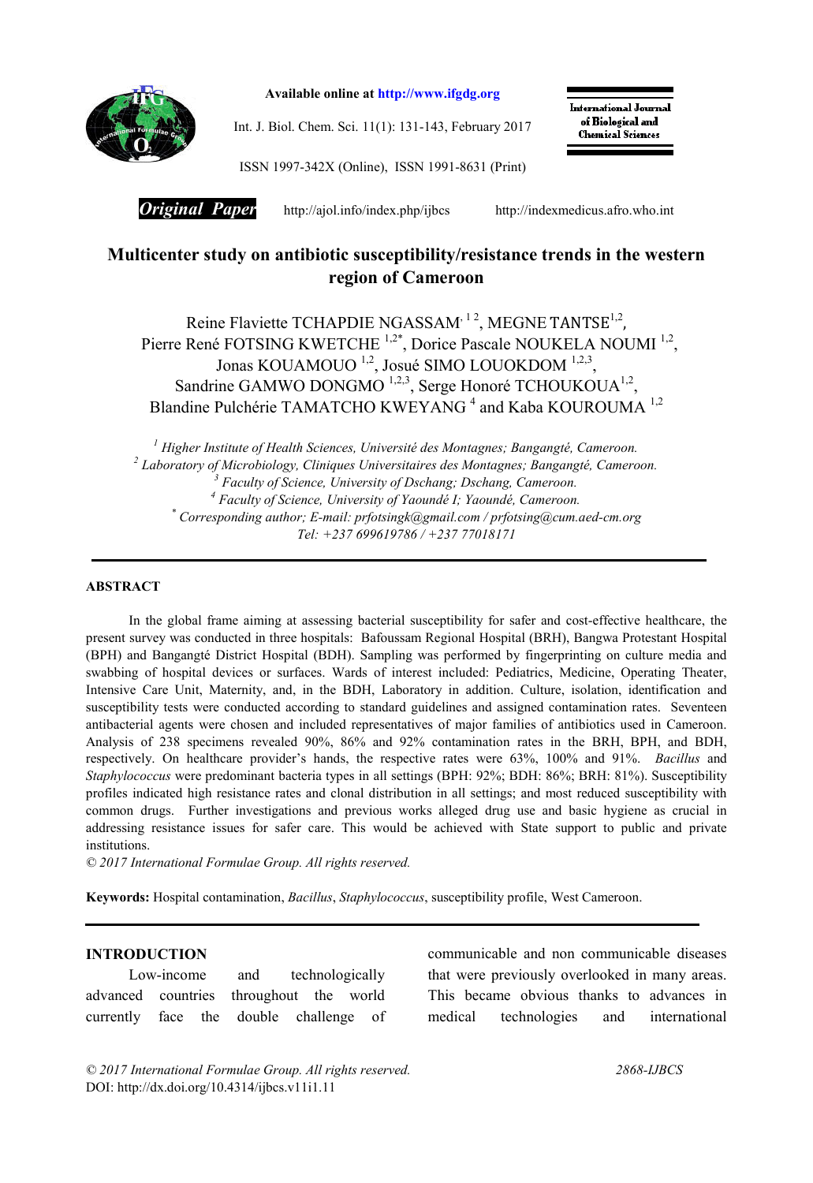Available online at http://www.ifgdg.org

Int. J. Biol. Chem. Sci. 11(1): 131-143, February 2017

ISSN 1997-342X (Online), ISSN 1991-8631 (Print)

International Journal of Biological and Chemical Sciences

*Original Paper* http://ajol.info/index.php/ijbcs http://indexmedicus.afro.who.int

# Multicenter study on antibiotic susceptibility/resistance trends in the western region of Cameroon

Reine Flaviette TCHAPDIE NGASSAM[1,2], MEGNE TANTSE[1,2], Pierre René FOTSING KWETCHE[1,2*], Dorice Pascale NOUKELA NOUMI[1,2], Jonas KOUAMOUO[1,2], Josué SIMO LOUOKDOM[1,2,3], Sandrine GAMWO DONGMO[1,2,3], Serge Honoré TCHOUKOUA[1,2], Blandine Pulchérie TAMATCHO KWEYANG[4] and Kaba KOUROUMA[1,2]

[1] *Higher Institute of Health Sciences, Université des Montagnes; Bangangté, Cameroon.*
[2] *Laboratory of Microbiology, Cliniques Universitaires des Montagnes; Bangangté, Cameroon.*
[3] *Faculty of Science, University of Dschang; Dschang, Cameroon.*
[4] *Faculty of Science, University of Yaoundé I; Yaoundé, Cameroon.*
[*] *Corresponding author; E-mail: prfotsingk@gmail.com / prfotsing@cum.aed-cm.org*
*Tel: +237 699619786 / +237 77018171*

## ABSTRACT

In the global frame aiming at assessing bacterial susceptibility for safer and cost-effective healthcare, the present survey was conducted in three hospitals: Bafoussam Regional Hospital (BRH), Bangwa Protestant Hospital (BPH) and Bangangté District Hospital (BDH). Sampling was performed by fingerprinting on culture media and swabbing of hospital devices or surfaces. Wards of interest included: Pediatrics, Medicine, Operating Theater, Intensive Care Unit, Maternity, and, in the BDH, Laboratory in addition. Culture, isolation, identification and susceptibility tests were conducted according to standard guidelines and assigned contamination rates. Seventeen antibacterial agents were chosen and included representatives of major families of antibiotics used in Cameroon. Analysis of 238 specimens revealed 90%, 86% and 92% contamination rates in the BRH, BPH, and BDH, respectively. On healthcare provider's hands, the respective rates were 63%, 100% and 91%. *Bacillus* and *Staphylococcus* were predominant bacteria types in all settings (BPH: 92%; BDH: 86%; BRH: 81%). Susceptibility profiles indicated high resistance rates and clonal distribution in all settings; and most reduced susceptibility with common drugs. Further investigations and previous works alleged drug use and basic hygiene as crucial in addressing resistance issues for safer care. This would be achieved with State support to public and private institutions.

*© 2017 International Formulae Group. All rights reserved.*

**Keywords:** Hospital contamination, *Bacillus*, *Staphylococcus*, susceptibility profile, West Cameroon.

## INTRODUCTION

Low-income and technologically advanced countries throughout the world currently face the double challenge of communicable and non communicable diseases that were previously overlooked in many areas. This became obvious thanks to advances in medical technologies and international

*© 2017 International Formulae Group. All rights reserved.* 2868-IJBCS
DOI: http://dx.doi.org/10.4314/ijbcs.v11i1.11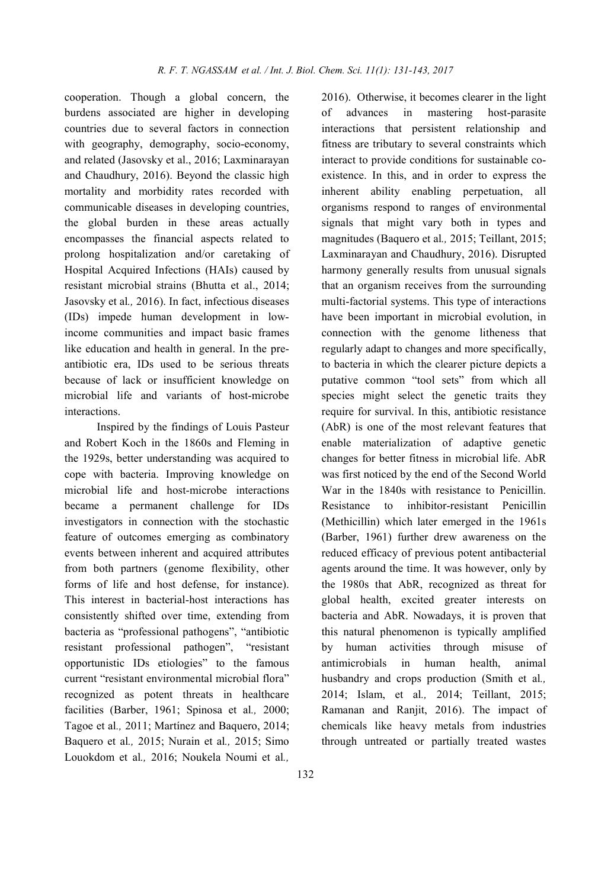cooperation. Though a global concern, the burdens associated are higher in developing countries due to several factors in connection with geography, demography, socio-economy, and related (Jasovsky et al., 2016; Laxminarayan and Chaudhury, 2016). Beyond the classic high mortality and morbidity rates recorded with communicable diseases in developing countries, the global burden in these areas actually encompasses the financial aspects related to prolong hospitalization and/or caretaking of Hospital Acquired Infections (HAIs) caused by resistant microbial strains (Bhutta et al., 2014; Jasovsky et al*.,* 2016). In fact, infectious diseases (IDs) impede human development in low-income communities and impact basic frames like education and health in general. In the pre-antibiotic era, IDs used to be serious threats because of lack or insufficient knowledge on microbial life and variants of host-microbe interactions.

Inspired by the findings of Louis Pasteur and Robert Koch in the 1860s and Fleming in the 1929s, better understanding was acquired to cope with bacteria. Improving knowledge on microbial life and host-microbe interactions became a permanent challenge for IDs investigators in connection with the stochastic feature of outcomes emerging as combinatory events between inherent and acquired attributes from both partners (genome flexibility, other forms of life and host defense, for instance). This interest in bacterial-host interactions has consistently shifted over time, extending from bacteria as "professional pathogens", "antibiotic resistant professional pathogen", "resistant opportunistic IDs etiologies" to the famous current "resistant environmental microbial flora" recognized as potent threats in healthcare facilities (Barber, 1961; Spinosa et al*.,* 2000; Tagoe et al*.,* 2011; Martínez and Baquero, 2014; Baquero et al*.,* 2015; Nurain et al*.,* 2015; Simo Louokdom et al*.,* 2016; Noukela Noumi et al*.,* 2016). Otherwise, it becomes clearer in the light of advances in mastering host-parasite interactions that persistent relationship and fitness are tributary to several constraints which interact to provide conditions for sustainable co-existence. In this, and in order to express the inherent ability enabling perpetuation, all organisms respond to ranges of environmental signals that might vary both in types and magnitudes (Baquero et al*.,* 2015; Teillant, 2015; Laxminarayan and Chaudhury, 2016). Disrupted harmony generally results from unusual signals that an organism receives from the surrounding multi-factorial systems. This type of interactions have been important in microbial evolution, in connection with the genome litheness that regularly adapt to changes and more specifically, to bacteria in which the clearer picture depicts a putative common "tool sets" from which all species might select the genetic traits they require for survival. In this, antibiotic resistance (AbR) is one of the most relevant features that enable materialization of adaptive genetic changes for better fitness in microbial life. AbR was first noticed by the end of the Second World War in the 1840s with resistance to Penicillin. Resistance to inhibitor-resistant Penicillin (Methicillin) which later emerged in the 1961s (Barber, 1961) further drew awareness on the reduced efficacy of previous potent antibacterial agents around the time. It was however, only by the 1980s that AbR, recognized as threat for global health, excited greater interests on bacteria and AbR. Nowadays, it is proven that this natural phenomenon is typically amplified by human activities through misuse of antimicrobials in human health, animal husbandry and crops production (Smith et al*.,* 2014; Islam, et al*.,* 2014; Teillant, 2015; Ramanan and Ranjit, 2016). The impact of chemicals like heavy metals from industries through untreated or partially treated wastes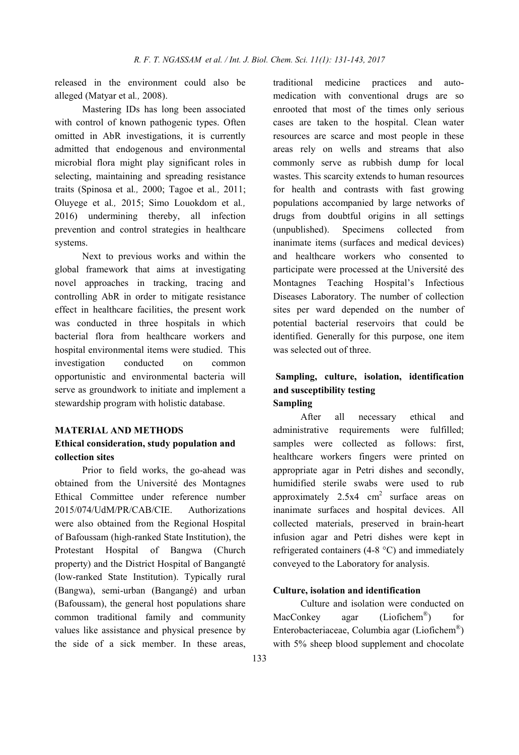released in the environment could also be alleged (Matyar et al*.,* 2008).

Mastering IDs has long been associated with control of known pathogenic types. Often omitted in AbR investigations, it is currently admitted that endogenous and environmental microbial flora might play significant roles in selecting, maintaining and spreading resistance traits (Spinosa et al*.,* 2000; Tagoe et al*.,* 2011; Oluyege et al*.,* 2015; Simo Louokdom et al*.,* 2016) undermining thereby, all infection prevention and control strategies in healthcare systems.

Next to previous works and within the global framework that aims at investigating novel approaches in tracking, tracing and controlling AbR in order to mitigate resistance effect in healthcare facilities, the present work was conducted in three hospitals in which bacterial flora from healthcare workers and hospital environmental items were studied. This investigation conducted on common opportunistic and environmental bacteria will serve as groundwork to initiate and implement a stewardship program with holistic database.

## MATERIAL AND METHODS

### Ethical consideration, study population and collection sites

Prior to field works, the go-ahead was obtained from the Université des Montagnes Ethical Committee under reference number 2015/074/UdM/PR/CAB/CIE. Authorizations were also obtained from the Regional Hospital of Bafoussam (high-ranked State Institution), the Protestant Hospital of Bangwa (Church property) and the District Hospital of Bangangté (low-ranked State Institution). Typically rural (Bangwa), semi-urban (Bangangé) and urban (Bafoussam), the general host populations share common traditional family and community values like assistance and physical presence by the side of a sick member. In these areas, traditional medicine practices and auto-medication with conventional drugs are so enrooted that most of the times only serious cases are taken to the hospital. Clean water resources are scarce and most people in these areas rely on wells and streams that also commonly serve as rubbish dump for local wastes. This scarcity extends to human resources for health and contrasts with fast growing populations accompanied by large networks of drugs from doubtful origins in all settings (unpublished). Specimens collected from inanimate items (surfaces and medical devices) and healthcare workers who consented to participate were processed at the Université des Montagnes Teaching Hospital's Infectious Diseases Laboratory. The number of collection sites per ward depended on the number of potential bacterial reservoirs that could be identified. Generally for this purpose, one item was selected out of three.

### Sampling, culture, isolation, identification and susceptibility testing

#### Sampling

After all necessary ethical and administrative requirements were fulfilled; samples were collected as follows: first, healthcare workers fingers were printed on appropriate agar in Petri dishes and secondly, humidified sterile swabs were used to rub approximately 2.5x4 $cm^2$ surface areas on inanimate surfaces and hospital devices. All collected materials, preserved in brain-heart infusion agar and Petri dishes were kept in refrigerated containers (4-8 °C) and immediately conveyed to the Laboratory for analysis.

#### Culture, isolation and identification

Culture and isolation were conducted on MacConkey agar (Liofichem®) for Enterobacteriaceae, Columbia agar (Liofichem®) with 5% sheep blood supplement and chocolate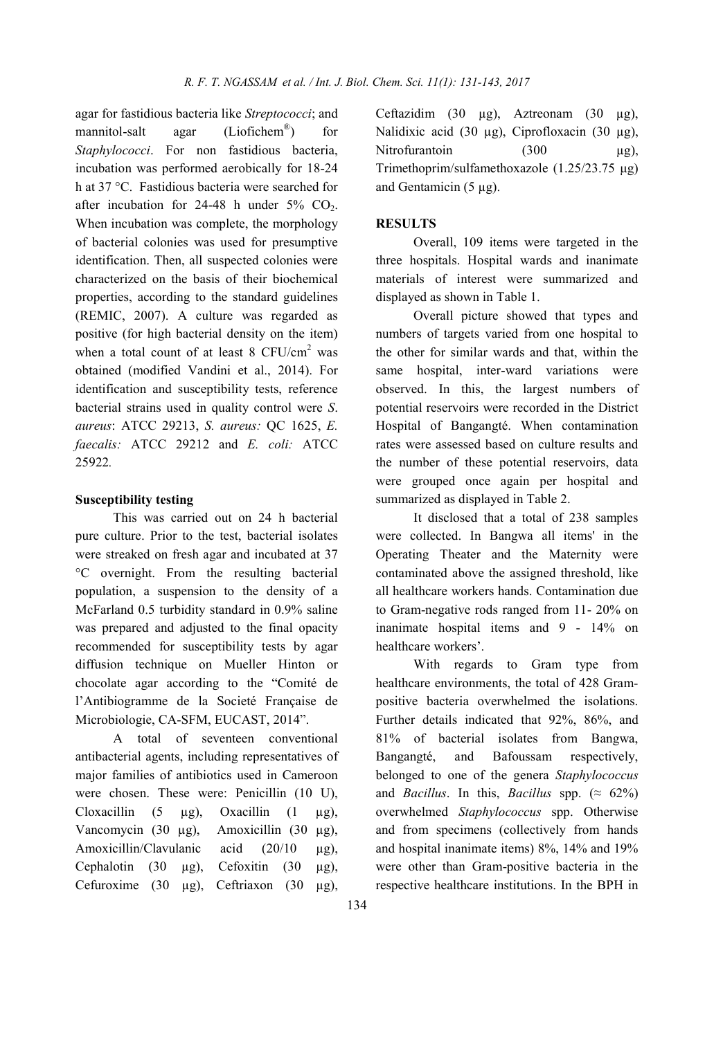agar for fastidious bacteria like *Streptococci*; and mannitol-salt agar (Liofichem®) for *Staphylococci*. For non fastidious bacteria, incubation was performed aerobically for 18-24 h at 37 °C. Fastidious bacteria were searched for after incubation for 24-48 h under 5% $CO_2$. When incubation was complete, the morphology of bacterial colonies was used for presumptive identification. Then, all suspected colonies were characterized on the basis of their biochemical properties, according to the standard guidelines (REMIC, 2007). A culture was regarded as positive (for high bacterial density on the item) when a total count of at least 8 CFU/$cm^2$ was obtained (modified Vandini et al., 2014). For identification and susceptibility tests, reference bacterial strains used in quality control were *S. aureus*: ATCC 29213, *S. aureus:* QC 1625, *E. faecalis:* ATCC 29212 and *E. coli:* ATCC 25922.

**Susceptibility testing**

This was carried out on 24 h bacterial pure culture. Prior to the test, bacterial isolates were streaked on fresh agar and incubated at 37 °C overnight. From the resulting bacterial population, a suspension to the density of a McFarland 0.5 turbidity standard in 0.9% saline was prepared and adjusted to the final opacity recommended for susceptibility tests by agar diffusion technique on Mueller Hinton or chocolate agar according to the "Comité de l'Antibiogramme de la Societé Française de Microbiologie, CA-SFM, EUCAST, 2014".

A total of seventeen conventional antibacterial agents, including representatives of major families of antibiotics used in Cameroon were chosen. These were: Penicillin (10 U), Cloxacillin (5 µg), Oxacillin (1 µg), Vancomycin (30 µg), Amoxicillin (30 µg), Amoxicillin/Clavulanic acid (20/10 µg), Cephalotin (30 µg), Cefoxitin (30 µg), Cefuroxime (30 µg), Ceftriaxon (30 µg), Ceftazidim (30 µg), Aztreonam (30 µg), Nalidixic acid (30 µg), Ciprofloxacin (30 µg), Nitrofurantoin (300 µg), Trimethoprim/sulfamethoxazole (1.25/23.75 µg) and Gentamicin (5 µg).

**RESULTS**

Overall, 109 items were targeted in the three hospitals. Hospital wards and inanimate materials of interest were summarized and displayed as shown in Table 1.

Overall picture showed that types and numbers of targets varied from one hospital to the other for similar wards and that, within the same hospital, inter-ward variations were observed. In this, the largest numbers of potential reservoirs were recorded in the District Hospital of Bangangté. When contamination rates were assessed based on culture results and the number of these potential reservoirs, data were grouped once again per hospital and summarized as displayed in Table 2.

It disclosed that a total of 238 samples were collected. In Bangwa all items' in the Operating Theater and the Maternity were contaminated above the assigned threshold, like all healthcare workers hands. Contamination due to Gram-negative rods ranged from 11- 20% on inanimate hospital items and 9 - 14% on healthcare workers'.

With regards to Gram type from healthcare environments, the total of 428 Gram-positive bacteria overwhelmed the isolations. Further details indicated that 92%, 86%, and 81% of bacterial isolates from Bangwa, Bangangté, and Bafoussam respectively, belonged to one of the genera *Staphylococcus* and *Bacillus*. In this, *Bacillus* spp. (≈ 62%) overwhelmed *Staphylococcus* spp. Otherwise and from specimens (collectively from hands and hospital inanimate items) 8%, 14% and 19% were other than Gram-positive bacteria in the respective healthcare institutions. In the BPH in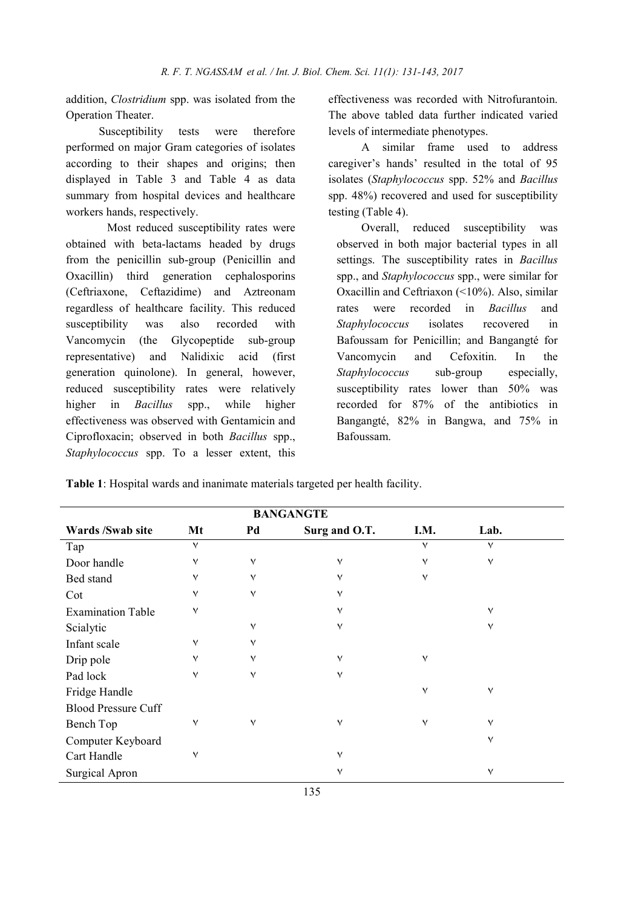addition, *Clostridium* spp. was isolated from the Operation Theater.

Susceptibility tests were therefore performed on major Gram categories of isolates according to their shapes and origins; then displayed in Table 3 and Table 4 as data summary from hospital devices and healthcare workers hands, respectively.

Most reduced susceptibility rates were obtained with beta-lactams headed by drugs from the penicillin sub-group (Penicillin and Oxacillin) third generation cephalosporins (Ceftriaxone, Ceftazidime) and Aztreonam regardless of healthcare facility. This reduced susceptibility was also recorded with Vancomycin (the Glycopeptide sub-group representative) and Nalidixic acid (first generation quinolone). In general, however, reduced susceptibility rates were relatively higher in *Bacillus* spp., while higher effectiveness was observed with Gentamicin and Ciprofloxacin; observed in both *Bacillus* spp., *Staphylococcus* spp. To a lesser extent, this effectiveness was recorded with Nitrofurantoin. The above tabled data further indicated varied levels of intermediate phenotypes.

A similar frame used to address caregiver's hands' resulted in the total of 95 isolates (*Staphylococcus* spp. 52% and *Bacillus* spp. 48%) recovered and used for susceptibility testing (Table 4).

Overall, reduced susceptibility was observed in both major bacterial types in all settings. The susceptibility rates in *Bacillus* spp., and *Staphylococcus* spp., were similar for Oxacillin and Ceftriaxon (<10%). Also, similar rates were recorded in *Bacillus* and *Staphylococcus* isolates recovered in Bafoussam for Penicillin; and Bangangté for Vancomycin and Cefoxitin. In the *Staphylococcus* sub-group especially, susceptibility rates lower than 50% was recorded for 87% of the antibiotics in Bangangté, 82% in Bangwa, and 75% in Bafoussam.

**Table 1**: Hospital wards and inanimate materials targeted per health facility.

| BANGANGTE | | | | | |
|---|---|---|---|---|---|
| **Wards /Swab site** | **Mt** | **Pd** | **Surg and O.T.** | **I.M.** | **Lab.** |
| Tap | ˅ | | | ˅ | ˅ |
| Door handle | ˅ | ˅ | ˅ | ˅ | ˅ |
| Bed stand | ˅ | ˅ | ˅ | ˅ | |
| Cot | ˅ | ˅ | ˅ | | |
| Examination Table | ˅ | | ˅ | | ˅ |
| Scialytic | | ˅ | ˅ | | ˅ |
| Infant scale | ˅ | ˅ | | | |
| Drip pole | ˅ | ˅ | ˅ | ˅ | |
| Pad lock | ˅ | ˅ | ˅ | | |
| Fridge Handle | | | | ˅ | ˅ |
| Blood Pressure Cuff | | | | | |
| Bench Top | ˅ | ˅ | ˅ | ˅ | ˅ |
| Computer Keyboard | | | | | ˅ |
| Cart Handle | ˅ | | ˅ | | |
| Surgical Apron | | | ˅ | | ˅ |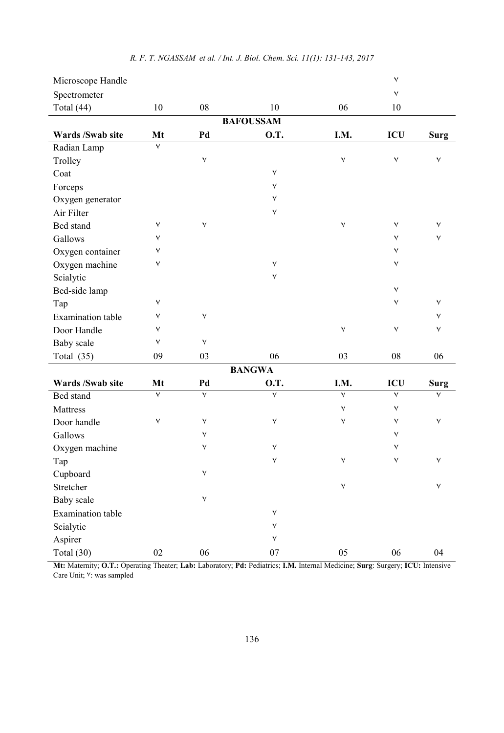| | | | | | | |
|---|---|---|---|---|---|---|
| Microscope Handle | | | | | ˅ | |
| Spectrometer | | | | | ˅ | |
| Total (44) | 10 | 08 | 10 | 06 | 10 | |

**BAFOUSSAM**

| Wards /Swab site | Mt | Pd | O.T. | I.M. | ICU | Surg |
|---|---|---|---|---|---|---|
| Radian Lamp | ˅ | | | | | |
| Trolley | | ˅ | | ˅ | ˅ | ˅ |
| Coat | | | ˅ | | | |
| Forceps | | | ˅ | | | |
| Oxygen generator | | | ˅ | | | |
| Air Filter | | | ˅ | | | |
| Bed stand | ˅ | ˅ | | ˅ | ˅ | ˅ |
| Gallows | ˅ | | | | ˅ | ˅ |
| Oxygen container | ˅ | | | | ˅ | |
| Oxygen machine | ˅ | | ˅ | | ˅ | |
| Scialytic | | | ˅ | | | |
| Bed-side lamp | | | | | ˅ | |
| Tap | ˅ | | | | ˅ | ˅ |
| Examination table | ˅ | ˅ | | | | ˅ |
| Door Handle | ˅ | | | ˅ | ˅ | ˅ |
| Baby scale | ˅ | ˅ | | | | |
| Total (35) | 09 | 03 | 06 | 03 | 08 | 06 |

**BANGWA**

| Wards /Swab site | Mt | Pd | O.T. | I.M. | ICU | Surg |
|---|---|---|---|---|---|---|
| Bed stand | ˅ | ˅ | ˅ | ˅ | ˅ | ˅ |
| Mattress | | | | ˅ | ˅ | |
| Door handle | ˅ | ˅ | ˅ | ˅ | ˅ | ˅ |
| Gallows | | ˅ | | | ˅ | |
| Oxygen machine | | ˅ | ˅ | | ˅ | |
| Tap | | | ˅ | ˅ | ˅ | ˅ |
| Cupboard | | ˅ | | | | |
| Stretcher | | | | ˅ | | ˅ |
| Baby scale | | ˅ | | | | |
| Examination table | | | ˅ | | | |
| Scialytic | | | ˅ | | | |
| Aspirer | | | ˅ | | | |
| Total (30) | 02 | 06 | 07 | 05 | 06 | 04 |

**Mt:** Maternity; **O.T.:** Operating Theater; **Lab:** Laboratory; **Pd:** Pediatrics; **I.M.** Internal Medicine; **Surg**: Surgery; **ICU:** Intensive Care Unit; ˅: was sampled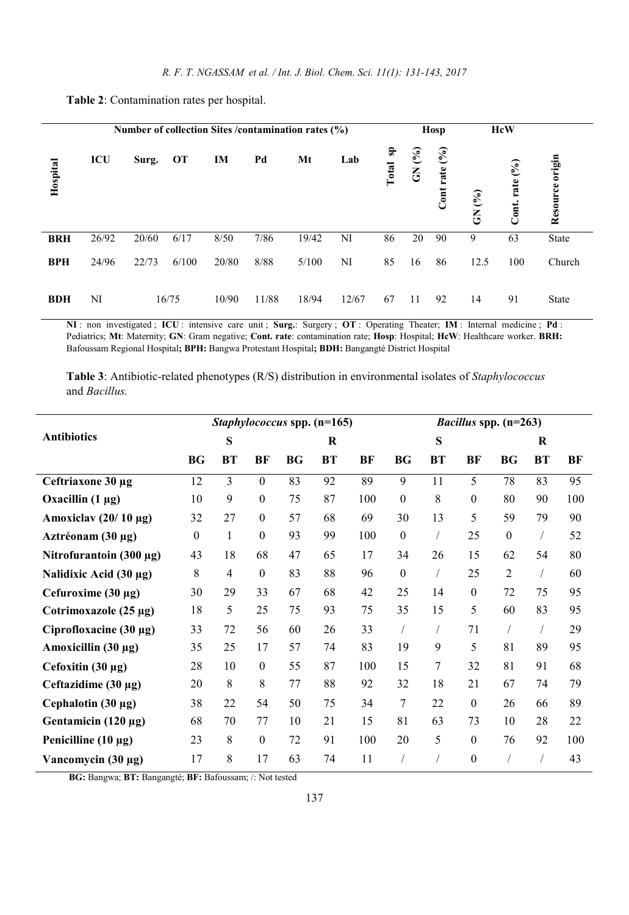**Table 2**: Contamination rates per hospital.

| Hospital | Number of collection Sites /contamination rates (%) | | | | | | | Hosp | | | HcW | | Resource origin |
|---|---|---|---|---|---|---|---|---|---|---|---|---|---|
| | ICU | Surg. | OT | IM | Pd | Mt | Lab | Total sp | GN (%) | Cont rate (%) | GN (%) | Cont. rate (%) | |
| **BRH** | 26/92 | 20/60 | 6/17 | 8/50 | 7/86 | 19/42 | NI | 86 | 20 | 90 | 9 | 63 | State |
| **BPH** | 24/96 | 22/73 | 6/100 | 20/80 | 8/88 | 5/100 | NI | 85 | 16 | 86 | 12.5 | 100 | Church |
| **BDH** | NI | 16/75 | | 10/90 | 11/88 | 18/94 | 12/67 | 67 | 11 | 92 | 14 | 91 | State |

**NI** : non investigated ; **ICU** : intensive care unit ; **Surg.**: Surgery ; **OT** : Operating Theater; **IM** : Internal medicine ; **Pd** : Pediatrics; **Mt**: Maternity; **GN**: Gram negative; **Cont. rate**: contamination rate; **Hosp**: Hospital; **HcW**: Healthcare worker. **BRH:** Bafoussam Regional Hospital**; BPH:** Bangwa Protestant Hospital**; BDH:** Bangangté District Hospital

**Table 3**: Antibiotic-related phenotypes (R/S) distribution in environmental isolates of *Staphylococcus* and *Bacillus.*

| Antibiotics | *Staphylococcus* spp. (n=165) | | | | | | *Bacillus* spp. (n=263) | | | | | |
|---|---|---|---|---|---|---|---|---|---|---|---|---|
| | S | | | R | | | S | | | R | | |
| | BG | BT | BF | BG | BT | BF | BG | BT | BF | BG | BT | BF |
| **Ceftriaxone 30 µg** | 12 | 3 | 0 | 83 | 92 | 89 | 9 | 11 | 5 | 78 | 83 | 95 |
| **Oxacillin (1 µg)** | 10 | 9 | 0 | 75 | 87 | 100 | 0 | 8 | 0 | 80 | 90 | 100 |
| **Amoxiclav (20/ 10 µg)** | 32 | 27 | 0 | 57 | 68 | 69 | 30 | 13 | 5 | 59 | 79 | 90 |
| **Aztréonam (30 µg)** | 0 | 1 | 0 | 93 | 99 | 100 | 0 | / | 25 | 0 | / | 52 |
| **Nitrofurantoin (300 µg)** | 43 | 18 | 68 | 47 | 65 | 17 | 34 | 26 | 15 | 62 | 54 | 80 |
| **Nalidixic Acid (30 µg)** | 8 | 4 | 0 | 83 | 88 | 96 | 0 | / | 25 | 2 | / | 60 |
| **Cefuroxime (30 µg)** | 30 | 29 | 33 | 67 | 68 | 42 | 25 | 14 | 0 | 72 | 75 | 95 |
| **Cotrimoxazole (25 µg)** | 18 | 5 | 25 | 75 | 93 | 75 | 35 | 15 | 5 | 60 | 83 | 95 |
| **Ciprofloxacine (30 µg)** | 33 | 72 | 56 | 60 | 26 | 33 | / | / | 71 | / | / | 29 |
| **Amoxicillin (30 µg)** | 35 | 25 | 17 | 57 | 74 | 83 | 19 | 9 | 5 | 81 | 89 | 95 |
| **Cefoxitin (30 µg)** | 28 | 10 | 0 | 55 | 87 | 100 | 15 | 7 | 32 | 81 | 91 | 68 |
| **Ceftazidime (30 µg)** | 20 | 8 | 8 | 77 | 88 | 92 | 32 | 18 | 21 | 67 | 74 | 79 |
| **Cephalotin (30 µg)** | 38 | 22 | 54 | 50 | 75 | 34 | 7 | 22 | 0 | 26 | 66 | 89 |
| **Gentamicin (120 µg)** | 68 | 70 | 77 | 10 | 21 | 15 | 81 | 63 | 73 | 10 | 28 | 22 |
| **Penicilline (10 µg)** | 23 | 8 | 0 | 72 | 91 | 100 | 20 | 5 | 0 | 76 | 92 | 100 |
| **Vancomycin (30 µg)** | 17 | 8 | 17 | 63 | 74 | 11 | / | / | 0 | / | / | 43 |

**BG:** Bangwa; **BT:** Bangangté; **BF:** Bafoussam; /: Not tested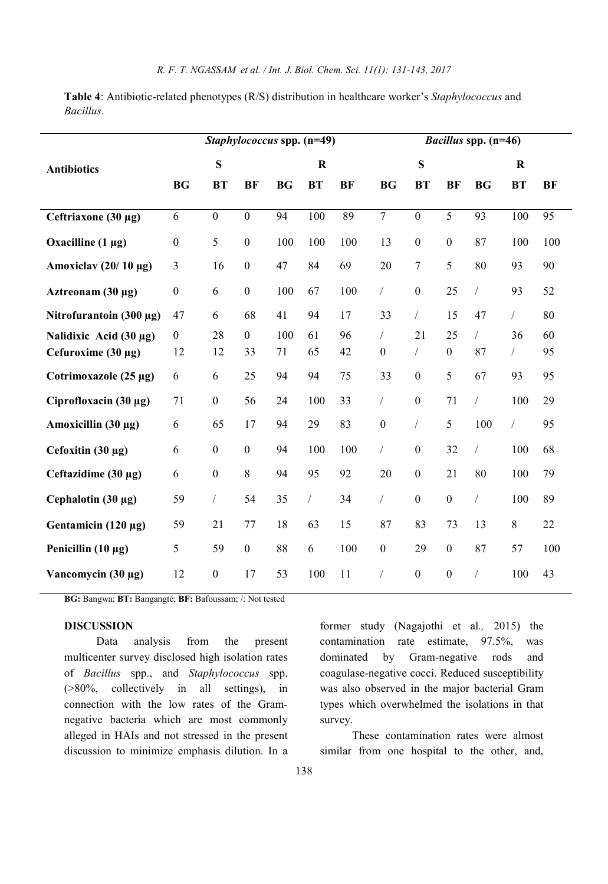**Table 4**: Antibiotic-related phenotypes (R/S) distribution in healthcare worker's *Staphylococcus* and *Bacillus.*

| Antibiotics | *Staphylococcus* spp. (n=49) | | | | | | *Bacillus* spp. (n=46) | | | | | |
|---|---|---|---|---|---|---|---|---|---|---|---|---|
| | S | | | R | | | S | | | R | | |
| | BG | BT | BF | BG | BT | BF | BG | BT | BF | BG | BT | BF |
| Ceftriaxone (30 µg) | 6 | 0 | 0 | 94 | 100 | 89 | 7 | 0 | 5 | 93 | 100 | 95 |
| Oxacilline (1 µg) | 0 | 5 | 0 | 100 | 100 | 100 | 13 | 0 | 0 | 87 | 100 | 100 |
| Amoxiclav (20/ 10 µg) | 3 | 16 | 0 | 47 | 84 | 69 | 20 | 7 | 5 | 80 | 93 | 90 |
| Aztreonam (30 µg) | 0 | 6 | 0 | 100 | 67 | 100 | / | 0 | 25 | / | 93 | 52 |
| Nitrofurantoin (300 µg) | 47 | 6 | 68 | 41 | 94 | 17 | 33 | / | 15 | 47 | / | 80 |
| Nalidixic Acid (30 µg) | 0 | 28 | 0 | 100 | 61 | 96 | / | 21 | 25 | / | 36 | 60 |
| Cefuroxime (30 µg) | 12 | 12 | 33 | 71 | 65 | 42 | 0 | / | 0 | 87 | / | 95 |
| Cotrimoxazole (25 µg) | 6 | 6 | 25 | 94 | 94 | 75 | 33 | 0 | 5 | 67 | 93 | 95 |
| Ciprofloxacin (30 µg) | 71 | 0 | 56 | 24 | 100 | 33 | / | 0 | 71 | / | 100 | 29 |
| Amoxicillin (30 µg) | 6 | 65 | 17 | 94 | 29 | 83 | 0 | / | 5 | 100 | / | 95 |
| Cefoxitin (30 µg) | 6 | 0 | 0 | 94 | 100 | 100 | / | 0 | 32 | / | 100 | 68 |
| Ceftazidime (30 µg) | 6 | 0 | 8 | 94 | 95 | 92 | 20 | 0 | 21 | 80 | 100 | 79 |
| Cephalotin (30 µg) | 59 | / | 54 | 35 | / | 34 | / | 0 | 0 | / | 100 | 89 |
| Gentamicin (120 µg) | 59 | 21 | 77 | 18 | 63 | 15 | 87 | 83 | 73 | 13 | 8 | 22 |
| Penicillin (10 µg) | 5 | 59 | 0 | 88 | 6 | 100 | 0 | 29 | 0 | 87 | 57 | 100 |
| Vancomycin (30 µg) | 12 | 0 | 17 | 53 | 100 | 11 | / | 0 | 0 | / | 100 | 43 |

**BG:** Bangwa; **BT:** Bangangté; **BF:** Bafoussam; /: Not tested

## DISCUSSION

Data analysis from the present multicenter survey disclosed high isolation rates of *Bacillus* spp., and *Staphylococcus* spp. (>80%, collectively in all settings), in connection with the low rates of the Gram-negative bacteria which are most commonly alleged in HAIs and not stressed in the present discussion to minimize emphasis dilution. In a former study (Nagajothi et al*.,* 2015) the contamination rate estimate, 97.5%, was dominated by Gram-negative rods and coagulase-negative cocci. Reduced susceptibility was also observed in the major bacterial Gram types which overwhelmed the isolations in that survey.

These contamination rates were almost similar from one hospital to the other, and,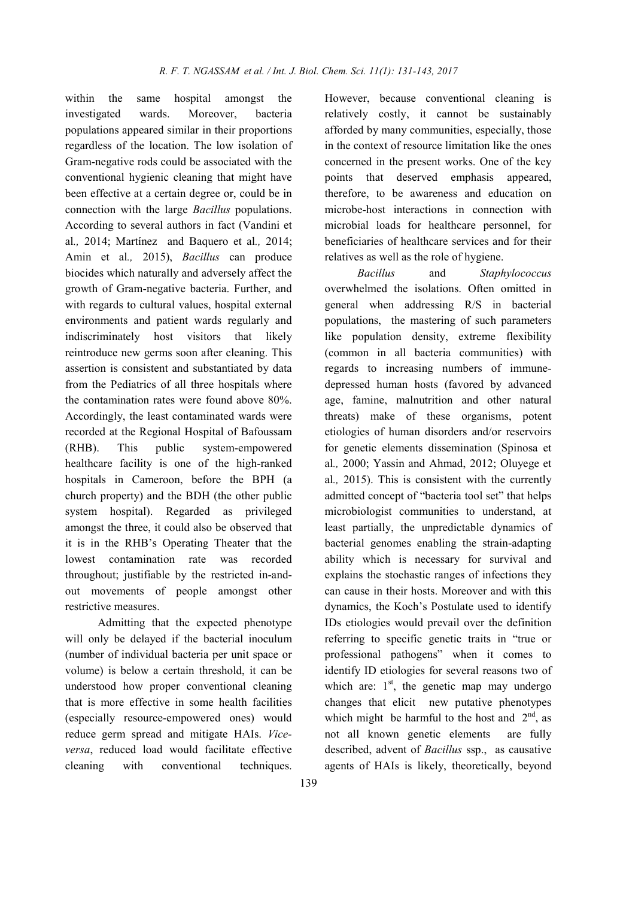within the same hospital amongst the investigated wards. Moreover, bacteria populations appeared similar in their proportions regardless of the location. The low isolation of Gram-negative rods could be associated with the conventional hygienic cleaning that might have been effective at a certain degree or, could be in connection with the large *Bacillus* populations. According to several authors in fact (Vandini et al*.,* 2014; Martínez and Baquero et al*.,* 2014; Amin et al*.,* 2015), *Bacillus* can produce biocides which naturally and adversely affect the growth of Gram-negative bacteria. Further, and with regards to cultural values, hospital external environments and patient wards regularly and indiscriminately host visitors that likely reintroduce new germs soon after cleaning. This assertion is consistent and substantiated by data from the Pediatrics of all three hospitals where the contamination rates were found above 80%. Accordingly, the least contaminated wards were recorded at the Regional Hospital of Bafoussam (RHB). This public system-empowered healthcare facility is one of the high-ranked hospitals in Cameroon, before the BPH (a church property) and the BDH (the other public system hospital). Regarded as privileged amongst the three, it could also be observed that it is in the RHB's Operating Theater that the lowest contamination rate was recorded throughout; justifiable by the restricted in-and-out movements of people amongst other restrictive measures.

Admitting that the expected phenotype will only be delayed if the bacterial inoculum (number of individual bacteria per unit space or volume) is below a certain threshold, it can be understood how proper conventional cleaning that is more effective in some health facilities (especially resource-empowered ones) would reduce germ spread and mitigate HAIs. *Vice-versa*, reduced load would facilitate effective cleaning with conventional techniques. However, because conventional cleaning is relatively costly, it cannot be sustainably afforded by many communities, especially, those in the context of resource limitation like the ones concerned in the present works. One of the key points that deserved emphasis appeared, therefore, to be awareness and education on microbe-host interactions in connection with microbial loads for healthcare personnel, for beneficiaries of healthcare services and for their relatives as well as the role of hygiene.

*Bacillus* and *Staphylococcus* overwhelmed the isolations. Often omitted in general when addressing R/S in bacterial populations, the mastering of such parameters like population density, extreme flexibility (common in all bacteria communities) with regards to increasing numbers of immune-depressed human hosts (favored by advanced age, famine, malnutrition and other natural threats) make of these organisms, potent etiologies of human disorders and/or reservoirs for genetic elements dissemination (Spinosa et al*.,* 2000; Yassin and Ahmad, 2012; Oluyege et al*.,* 2015). This is consistent with the currently admitted concept of "bacteria tool set" that helps microbiologist communities to understand, at least partially, the unpredictable dynamics of bacterial genomes enabling the strain-adapting ability which is necessary for survival and explains the stochastic ranges of infections they can cause in their hosts. Moreover and with this dynamics, the Koch's Postulate used to identify IDs etiologies would prevail over the definition referring to specific genetic traits in "true or professional pathogens" when it comes to identify ID etiologies for several reasons two of which are: 1st, the genetic map may undergo changes that elicit new putative phenotypes which might be harmful to the host and 2nd, as not all known genetic elements are fully described, advent of *Bacillus* ssp., as causative agents of HAIs is likely, theoretically, beyond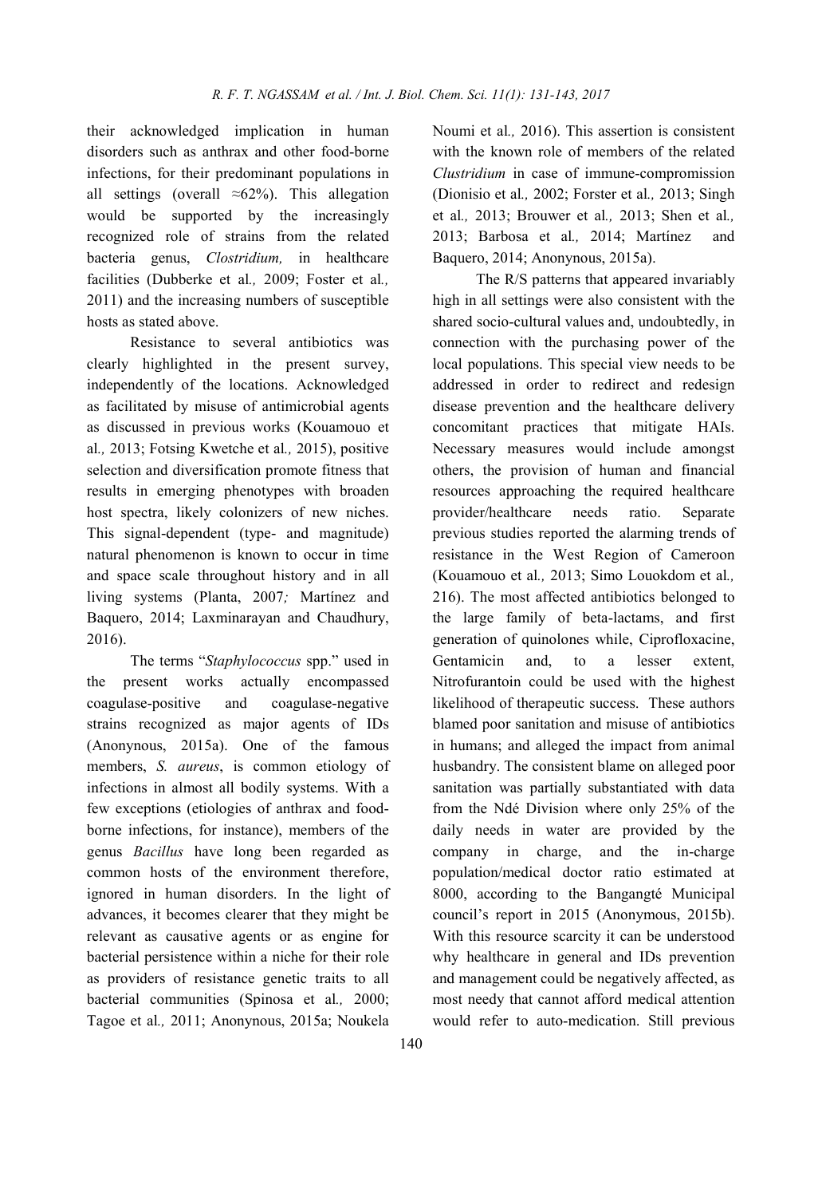their acknowledged implication in human disorders such as anthrax and other food-borne infections, for their predominant populations in all settings (overall ≈62%). This allegation would be supported by the increasingly recognized role of strains from the related bacteria genus, *Clostridium,* in healthcare facilities (Dubberke et al*.,* 2009; Foster et al*.,* 2011) and the increasing numbers of susceptible hosts as stated above.

Resistance to several antibiotics was clearly highlighted in the present survey, independently of the locations. Acknowledged as facilitated by misuse of antimicrobial agents as discussed in previous works (Kouamouo et al*.,* 2013; Fotsing Kwetche et al*.,* 2015), positive selection and diversification promote fitness that results in emerging phenotypes with broaden host spectra, likely colonizers of new niches. This signal-dependent (type- and magnitude) natural phenomenon is known to occur in time and space scale throughout history and in all living systems (Planta, 2007*;* Martínez and Baquero, 2014; Laxminarayan and Chaudhury, 2016).

The terms "*Staphylococcus* spp." used in the present works actually encompassed coagulase-positive and coagulase-negative strains recognized as major agents of IDs (Anonynous, 2015a). One of the famous members, *S. aureus*, is common etiology of infections in almost all bodily systems. With a few exceptions (etiologies of anthrax and food-borne infections, for instance), members of the genus *Bacillus* have long been regarded as common hosts of the environment therefore, ignored in human disorders. In the light of advances, it becomes clearer that they might be relevant as causative agents or as engine for bacterial persistence within a niche for their role as providers of resistance genetic traits to all bacterial communities (Spinosa et al*.,* 2000; Tagoe et al*.,* 2011; Anonynous, 2015a; Noukela Noumi et al*.,* 2016). This assertion is consistent with the known role of members of the related *Clustridium* in case of immune-compromission (Dionisio et al*.,* 2002; Forster et al*.,* 2013; Singh et al*.,* 2013; Brouwer et al*.,* 2013; Shen et al*.,* 2013; Barbosa et al*.,* 2014; Martínez and Baquero, 2014; Anonynous, 2015a).

The R/S patterns that appeared invariably high in all settings were also consistent with the shared socio-cultural values and, undoubtedly, in connection with the purchasing power of the local populations. This special view needs to be addressed in order to redirect and redesign disease prevention and the healthcare delivery concomitant practices that mitigate HAIs. Necessary measures would include amongst others, the provision of human and financial resources approaching the required healthcare provider/healthcare needs ratio. Separate previous studies reported the alarming trends of resistance in the West Region of Cameroon (Kouamouo et al*.,* 2013; Simo Louokdom et al*.,* 216). The most affected antibiotics belonged to the large family of beta-lactams, and first generation of quinolones while, Ciprofloxacine, Gentamicin and, to a lesser extent, Nitrofurantoin could be used with the highest likelihood of therapeutic success. These authors blamed poor sanitation and misuse of antibiotics in humans; and alleged the impact from animal husbandry. The consistent blame on alleged poor sanitation was partially substantiated with data from the Ndé Division where only 25% of the daily needs in water are provided by the company in charge, and the in-charge population/medical doctor ratio estimated at 8000, according to the Bangangté Municipal council's report in 2015 (Anonymous, 2015b). With this resource scarcity it can be understood why healthcare in general and IDs prevention and management could be negatively affected, as most needy that cannot afford medical attention would refer to auto-medication. Still previous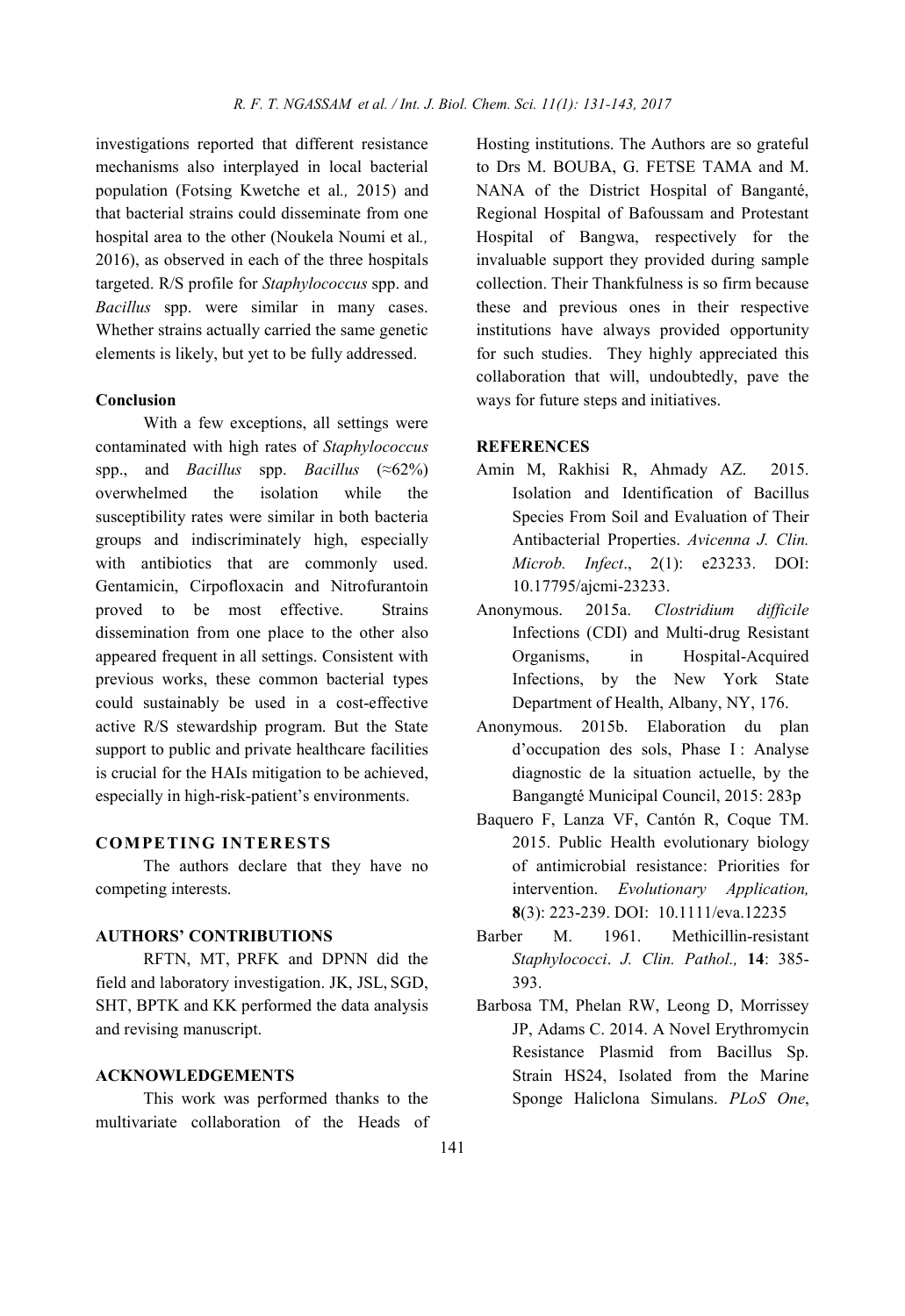investigations reported that different resistance mechanisms also interplayed in local bacterial population (Fotsing Kwetche et al*.,* 2015) and that bacterial strains could disseminate from one hospital area to the other (Noukela Noumi et al*.,* 2016), as observed in each of the three hospitals targeted. R/S profile for *Staphylococcus* spp. and *Bacillus* spp. were similar in many cases. Whether strains actually carried the same genetic elements is likely, but yet to be fully addressed.

## Conclusion

With a few exceptions, all settings were contaminated with high rates of *Staphylococcus* spp., and *Bacillus* spp. *Bacillus* (≈62%) overwhelmed the isolation while the susceptibility rates were similar in both bacteria groups and indiscriminately high, especially with antibiotics that are commonly used. Gentamicin, Cirpofloxacin and Nitrofurantoin proved to be most effective. Strains dissemination from one place to the other also appeared frequent in all settings. Consistent with previous works, these common bacterial types could sustainably be used in a cost-effective active R/S stewardship program. But the State support to public and private healthcare facilities is crucial for the HAIs mitigation to be achieved, especially in high-risk-patient's environments.

## COMPETING INTERESTS

The authors declare that they have no competing interests.

## AUTHORS' CONTRIBUTIONS

RFTN, MT, PRFK and DPNN did the field and laboratory investigation. JK, JSL, SGD, SHT, BPTK and KK performed the data analysis and revising manuscript.

## ACKNOWLEDGEMENTS

This work was performed thanks to the multivariate collaboration of the Heads of Hosting institutions. The Authors are so grateful to Drs M. BOUBA, G. FETSE TAMA and M. NANA of the District Hospital of Banganté, Regional Hospital of Bafoussam and Protestant Hospital of Bangwa, respectively for the invaluable support they provided during sample collection. Their Thankfulness is so firm because these and previous ones in their respective institutions have always provided opportunity for such studies. They highly appreciated this collaboration that will, undoubtedly, pave the ways for future steps and initiatives.

## REFERENCES

Amin M, Rakhisi R, Ahmady AZ. 2015. Isolation and Identification of Bacillus Species From Soil and Evaluation of Their Antibacterial Properties. *Avicenna J. Clin. Microb. Infect*., 2(1): e23233. DOI: 10.17795/ajcmi-23233.

Anonymous. 2015a. *Clostridium difficile* Infections (CDI) and Multi-drug Resistant Organisms, in Hospital-Acquired Infections, by the New York State Department of Health, Albany, NY, 176.

Anonymous. 2015b. Elaboration du plan d'occupation des sols, Phase I : Analyse diagnostic de la situation actuelle, by the Bangangté Municipal Council, 2015: 283p

Baquero F, Lanza VF, Cantón R, Coque TM. 2015. Public Health evolutionary biology of antimicrobial resistance: Priorities for intervention. *Evolutionary Application,* **8**(3): 223-239. DOI: 10.1111/eva.12235

Barber M. 1961. Methicillin-resistant *Staphylococci*. *J. Clin. Pathol.,* **14**: 385-393.

Barbosa TM, Phelan RW, Leong D, Morrissey JP, Adams C. 2014. A Novel Erythromycin Resistance Plasmid from Bacillus Sp. Strain HS24, Isolated from the Marine Sponge Haliclona Simulans. *PLoS One*,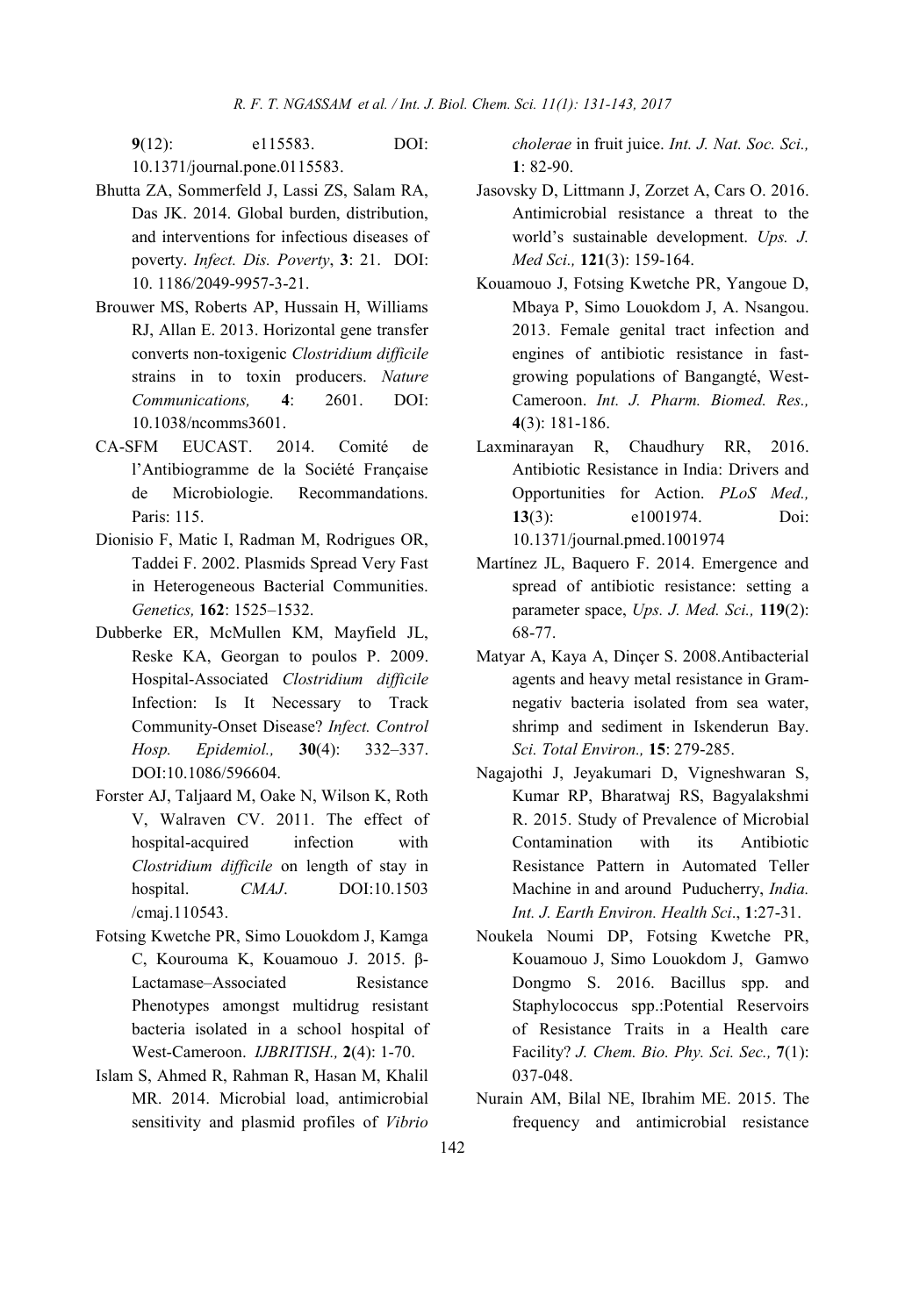**9**(12): e115583. DOI: 10.1371/journal.pone.0115583.

Bhutta ZA, Sommerfeld J, Lassi ZS, Salam RA, Das JK. 2014. Global burden, distribution, and interventions for infectious diseases of poverty. *Infect. Dis. Poverty*, **3**: 21. DOI: 10. 1186/2049-9957-3-21.

Brouwer MS, Roberts AP, Hussain H, Williams RJ, Allan E. 2013. Horizontal gene transfer converts non-toxigenic *Clostridium difficile* strains in to toxin producers. *Nature Communications,* **4**: 2601. DOI: 10.1038/ncomms3601.

CA-SFM EUCAST. 2014. Comité de l'Antibiogramme de la Société Française de Microbiologie. Recommandations. Paris: 115.

Dionisio F, Matic I, Radman M, Rodrigues OR, Taddei F. 2002. Plasmids Spread Very Fast in Heterogeneous Bacterial Communities. *Genetics,* **162**: 1525–1532.

Dubberke ER, McMullen KM, Mayfield JL, Reske KA, Georgan to poulos P. 2009. Hospital-Associated *Clostridium difficile* Infection: Is It Necessary to Track Community-Onset Disease? *Infect. Control Hosp. Epidemiol.,* **30**(4): 332–337. DOI:10.1086/596604.

Forster AJ, Taljaard M, Oake N, Wilson K, Roth V, Walraven CV. 2011. The effect of hospital-acquired infection with *Clostridium difficile* on length of stay in hospital. *CMAJ*. DOI:10.1503 /cmaj.110543.

Fotsing Kwetche PR, Simo Louokdom J, Kamga C, Kourouma K, Kouamouo J. 2015. β-Lactamase–Associated Resistance Phenotypes amongst multidrug resistant bacteria isolated in a school hospital of West-Cameroon. *IJBRITISH.,* **2**(4): 1-70.

Islam S, Ahmed R, Rahman R, Hasan M, Khalil MR. 2014. Microbial load, antimicrobial sensitivity and plasmid profiles of *Vibrio cholerae* in fruit juice. *Int. J. Nat. Soc. Sci.,* **1**: 82-90.

Jasovsky D, Littmann J, Zorzet A, Cars O. 2016. Antimicrobial resistance a threat to the world's sustainable development. *Ups. J. Med Sci.,* **121**(3): 159-164.

Kouamouo J, Fotsing Kwetche PR, Yangoue D, Mbaya P, Simo Louokdom J, A. Nsangou. 2013. Female genital tract infection and engines of antibiotic resistance in fast-growing populations of Bangangté, West-Cameroon. *Int. J. Pharm. Biomed. Res.,* **4**(3): 181-186.

Laxminarayan R, Chaudhury RR, 2016. Antibiotic Resistance in India: Drivers and Opportunities for Action. *PLoS Med.,* **13**(3): e1001974. Doi: 10.1371/journal.pmed.1001974

Martínez JL, Baquero F. 2014. Emergence and spread of antibiotic resistance: setting a parameter space, *Ups. J. Med. Sci.,* **119**(2): 68-77.

Matyar A, Kaya A, Dinçer S. 2008.Antibacterial agents and heavy metal resistance in Gram-negativ bacteria isolated from sea water, shrimp and sediment in Iskenderun Bay. *Sci. Total Environ.,* **15**: 279-285.

Nagajothi J, Jeyakumari D, Vigneshwaran S, Kumar RP, Bharatwaj RS, Bagyalakshmi R. 2015. Study of Prevalence of Microbial Contamination with its Antibiotic Resistance Pattern in Automated Teller Machine in and around Puducherry, *India. Int. J. Earth Environ. Health Sci*., **1**:27-31.

Noukela Noumi DP, Fotsing Kwetche PR, Kouamouo J, Simo Louokdom J, Gamwo Dongmo S. 2016. Bacillus spp. and Staphylococcus spp.:Potential Reservoirs of Resistance Traits in a Health care Facility? *J. Chem. Bio. Phy. Sci. Sec.,* **7**(1): 037-048.

Nurain AM, Bilal NE, Ibrahim ME. 2015. The frequency and antimicrobial resistance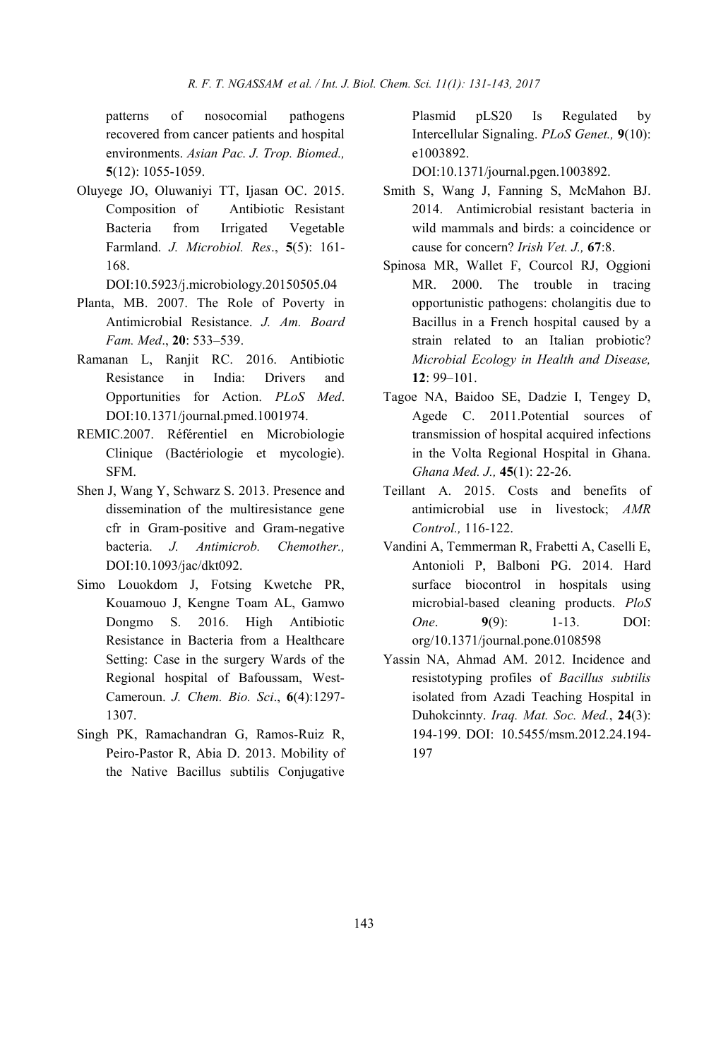patterns of nosocomial pathogens recovered from cancer patients and hospital environments. *Asian Pac. J. Trop. Biomed.,* **5**(12): 1055-1059.

Oluyege JO, Oluwaniyi TT, Ijasan OC. 2015. Composition of Antibiotic Resistant Bacteria from Irrigated Vegetable Farmland. *J. Microbiol. Res*., **5**(5): 161-168. DOI:10.5923/j.microbiology.20150505.04

Planta, MB. 2007. The Role of Poverty in Antimicrobial Resistance. *J. Am. Board Fam. Med*., **20**: 533–539.

Ramanan L, Ranjit RC. 2016. Antibiotic Resistance in India: Drivers and Opportunities for Action. *PLoS Med*. DOI:10.1371/journal.pmed.1001974.

REMIC.2007. Référentiel en Microbiologie Clinique (Bactériologie et mycologie). SFM.

Shen J, Wang Y, Schwarz S. 2013. Presence and dissemination of the multiresistance gene cfr in Gram-positive and Gram-negative bacteria. *J. Antimicrob. Chemother.,* DOI:10.1093/jac/dkt092.

Simo Louokdom J, Fotsing Kwetche PR, Kouamouo J, Kengne Toam AL, Gamwo Dongmo S. 2016. High Antibiotic Resistance in Bacteria from a Healthcare Setting: Case in the surgery Wards of the Regional hospital of Bafoussam, West-Cameroun. *J. Chem. Bio. Sci*., **6**(4):1297-1307.

Singh PK, Ramachandran G, Ramos-Ruiz R, Peiro-Pastor R, Abia D. 2013. Mobility of the Native Bacillus subtilis Conjugative Plasmid pLS20 Is Regulated by Intercellular Signaling. *PLoS Genet.,* **9**(10): e1003892. DOI:10.1371/journal.pgen.1003892.

Smith S, Wang J, Fanning S, McMahon BJ. 2014. Antimicrobial resistant bacteria in wild mammals and birds: a coincidence or cause for concern? *Irish Vet. J.,* **67**:8.

Spinosa MR, Wallet F, Courcol RJ, Oggioni MR. 2000. The trouble in tracing opportunistic pathogens: cholangitis due to Bacillus in a French hospital caused by a strain related to an Italian probiotic? *Microbial Ecology in Health and Disease,* **12**: 99–101.

Tagoe NA, Baidoo SE, Dadzie I, Tengey D, Agede C. 2011.Potential sources of transmission of hospital acquired infections in the Volta Regional Hospital in Ghana. *Ghana Med. J.,* **45**(1): 22-26.

Teillant A. 2015. Costs and benefits of antimicrobial use in livestock; *AMR Control.,* 116-122.

Vandini A, Temmerman R, Frabetti A, Caselli E, Antonioli P, Balboni PG. 2014. Hard surface biocontrol in hospitals using microbial-based cleaning products. *PloS One*. **9**(9): 1-13. DOI: org/10.1371/journal.pone.0108598

Yassin NA, Ahmad AM. 2012. Incidence and resistotyping profiles of *Bacillus subtilis* isolated from Azadi Teaching Hospital in Duhokcinnty. *Iraq. Mat. Soc. Med.*, **24**(3): 194-199. DOI: 10.5455/msm.2012.24.194-197